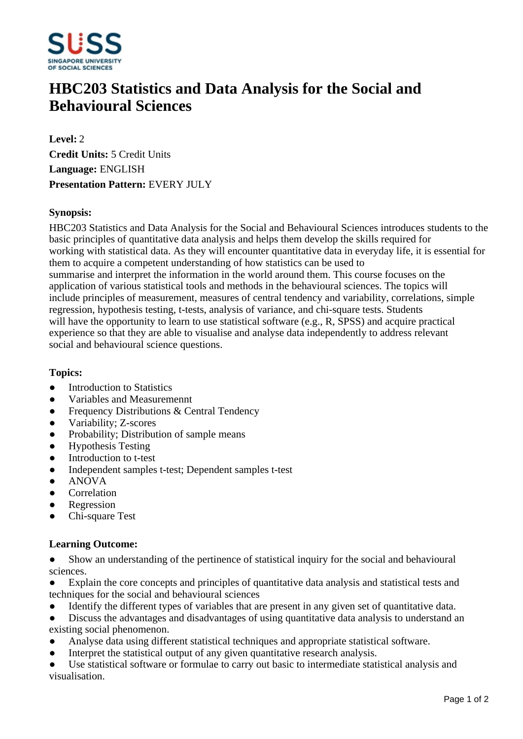# HBC203 Statistics and Data Analysis for the Social and Behavioural Sciences

**Level:** 2
**Credit Units:** 5 Credit Units
**Language:** ENGLISH
**Presentation Pattern:** EVERY JULY

**Synopsis:**

HBC203 Statistics and Data Analysis for the Social and Behavioural Sciences introduces students to the basic principles of quantitative data analysis and helps them develop the skills required for working with statistical data. As they will encounter quantitative data in everyday life, it is essential for them to acquire a competent understanding of how statistics can be used to summarise and interpret the information in the world around them. This course focuses on the application of various statistical tools and methods in the behavioural sciences. The topics will include principles of measurement, measures of central tendency and variability, correlations, simple regression, hypothesis testing, t-tests, analysis of variance, and chi-square tests. Students will have the opportunity to learn to use statistical software (e.g., R, SPSS) and acquire practical experience so that they are able to visualise and analyse data independently to address relevant social and behavioural science questions.

**Topics:**

- Introduction to Statistics
- Variables and Measuremennt
- Frequency Distributions & Central Tendency
- Variability; Z-scores
- Probability; Distribution of sample means
- Hypothesis Testing
- Introduction to t-test
- Independent samples t-test; Dependent samples t-test
- ANOVA
- Correlation
- Regression
- Chi-square Test

**Learning Outcome:**

- Show an understanding of the pertinence of statistical inquiry for the social and behavioural sciences.
- Explain the core concepts and principles of quantitative data analysis and statistical tests and techniques for the social and behavioural sciences
- Identify the different types of variables that are present in any given set of quantitative data.
- Discuss the advantages and disadvantages of using quantitative data analysis to understand an existing social phenomenon.
- Analyse data using different statistical techniques and appropriate statistical software.
- Interpret the statistical output of any given quantitative research analysis.
- Use statistical software or formulae to carry out basic to intermediate statistical analysis and visualisation.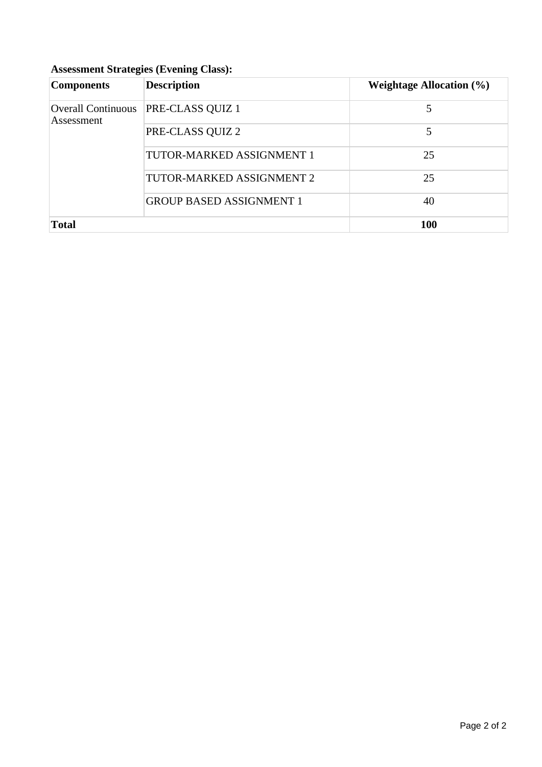**Assessment Strategies (Evening Class):**

| **Components** | **Description** | **Weightage Allocation (%)** |
|---|---|---|
| Overall Continuous Assessment | PRE-CLASS QUIZ 1 | 5 |
| | PRE-CLASS QUIZ 2 | 5 |
| | TUTOR-MARKED ASSIGNMENT 1 | 25 |
| | TUTOR-MARKED ASSIGNMENT 2 | 25 |
| | GROUP BASED ASSIGNMENT 1 | 40 |
| **Total** | | **100** |